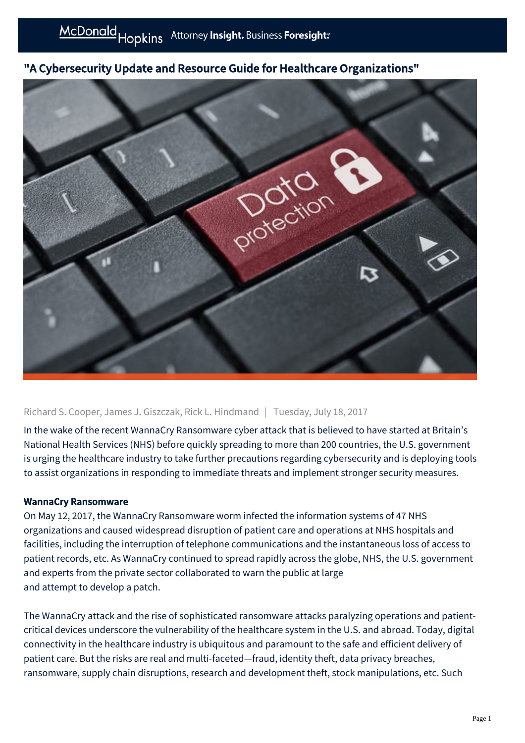# "A Cybersecurity Update and Resource Guide for Healthcare Organizations"

Richard S. Cooper, James J. Giszczak, Rick L. Hindmand | Tuesday, July 18, 2017

In the wake of the recent WannaCry Ransomware cyber attack that is believed to have started at Britain's National Health Services (NHS) before quickly spreading to more than 200 countries, the U.S. government is urging the healthcare industry to take further precautions regarding cybersecurity and is deploying tools to assist organizations in responding to immediate threats and implement stronger security measures.

## WannaCry Ransomware

On May 12, 2017, the WannaCry Ransomware worm infected the information systems of 47 NHS organizations and caused widespread disruption of patient care and operations at NHS hospitals and facilities, including the interruption of telephone communications and the instantaneous loss of access to patient records, etc. As WannaCry continued to spread rapidly across the globe, NHS, the U.S. government and experts from the private sector collaborated to warn the public at large and attempt to develop a patch.

The WannaCry attack and the rise of sophisticated ransomware attacks paralyzing operations and patient-critical devices underscore the vulnerability of the healthcare system in the U.S. and abroad. Today, digital connectivity in the healthcare industry is ubiquitous and paramount to the safe and efficient delivery of patient care. But the risks are real and multi-faceted—fraud, identity theft, data privacy breaches, ransomware, supply chain disruptions, research and development theft, stock manipulations, etc. Such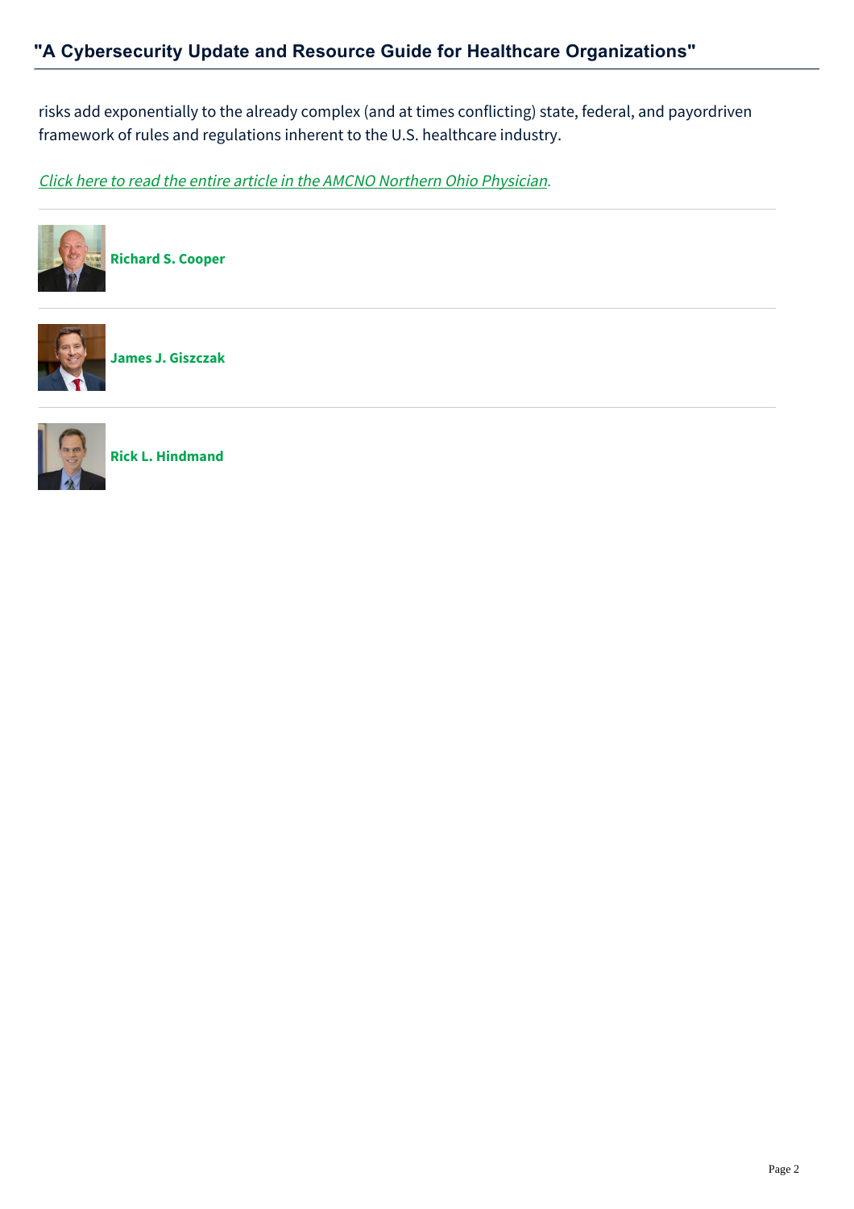risks add exponentially to the already complex (and at times conflicting) state, federal, and payordriven framework of rules and regulations inherent to the U.S. healthcare industry.

*Click here to read the entire article in the AMCNO Northern Ohio Physician.*

---

**Richard S. Cooper**

---

**James J. Giszczak**

---

**Rick L. Hindmand**